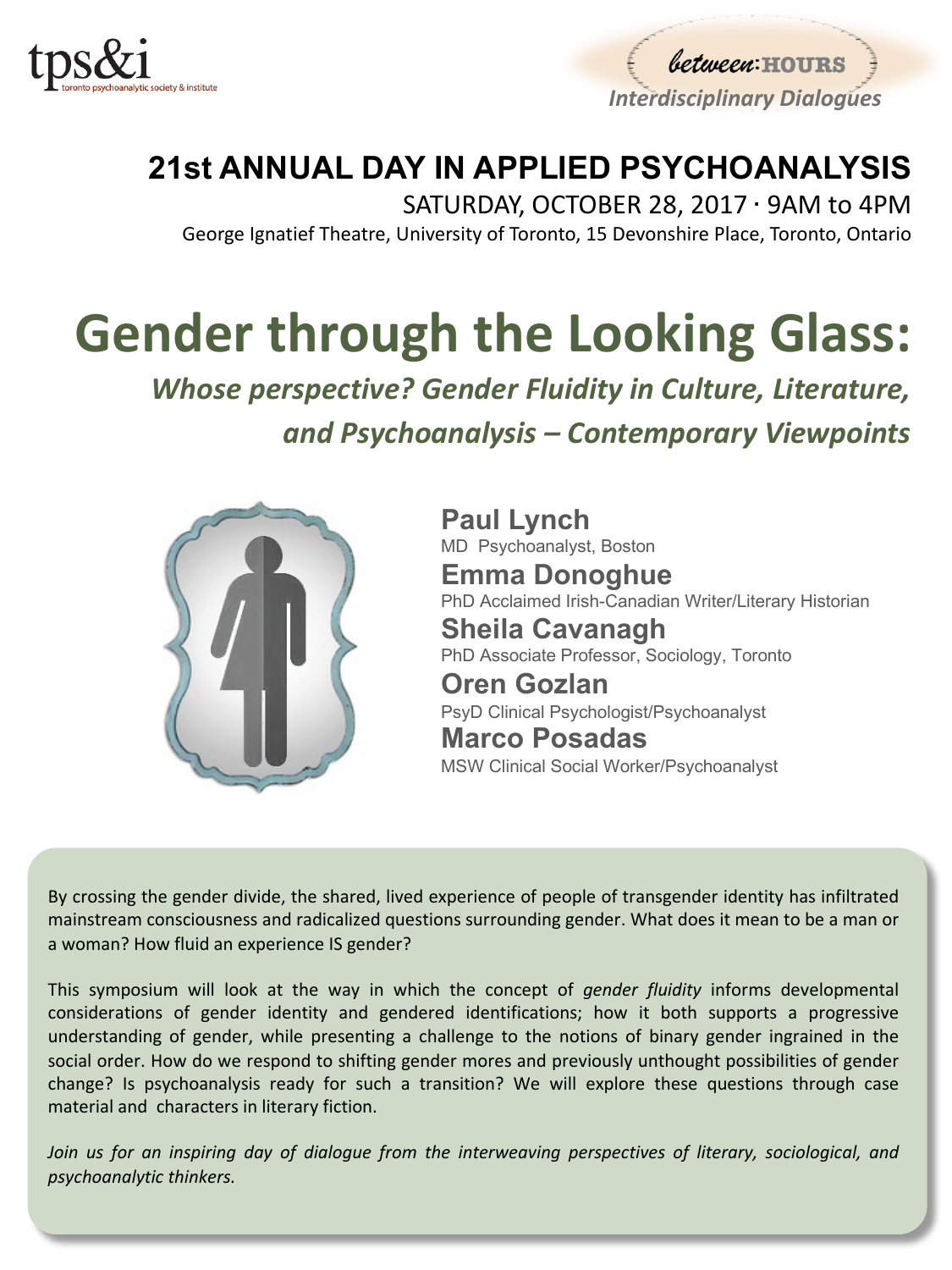tps&i
toronto psychoanalytic society & institute

between:HOURS
*Interdisciplinary Dialogues*

## 21st ANNUAL DAY IN APPLIED PSYCHOANALYSIS

SATURDAY, OCTOBER 28, 2017 · 9AM to 4PM

George Ignatief Theatre, University of Toronto, 15 Devonshire Place, Toronto, Ontario

# Gender through the Looking Glass:

### *Whose perspective? Gender Fluidity in Culture, Literature, and Psychoanalysis – Contemporary Viewpoints*

**Paul Lynch**
MD Psychoanalyst, Boston

**Emma Donoghue**
PhD Acclaimed Irish-Canadian Writer/Literary Historian

**Sheila Cavanagh**
PhD Associate Professor, Sociology, Toronto

**Oren Gozlan**
PsyD Clinical Psychologist/Psychoanalyst

**Marco Posadas**
MSW Clinical Social Worker/Psychoanalyst

By crossing the gender divide, the shared, lived experience of people of transgender identity has infiltrated mainstream consciousness and radicalized questions surrounding gender. What does it mean to be a man or a woman? How fluid an experience IS gender?

This symposium will look at the way in which the concept of *gender fluidity* informs developmental considerations of gender identity and gendered identifications; how it both supports a progressive understanding of gender, while presenting a challenge to the notions of binary gender ingrained in the social order. How do we respond to shifting gender mores and previously unthought possibilities of gender change? Is psychoanalysis ready for such a transition? We will explore these questions through case material and characters in literary fiction.

*Join us for an inspiring day of dialogue from the interweaving perspectives of literary, sociological, and psychoanalytic thinkers.*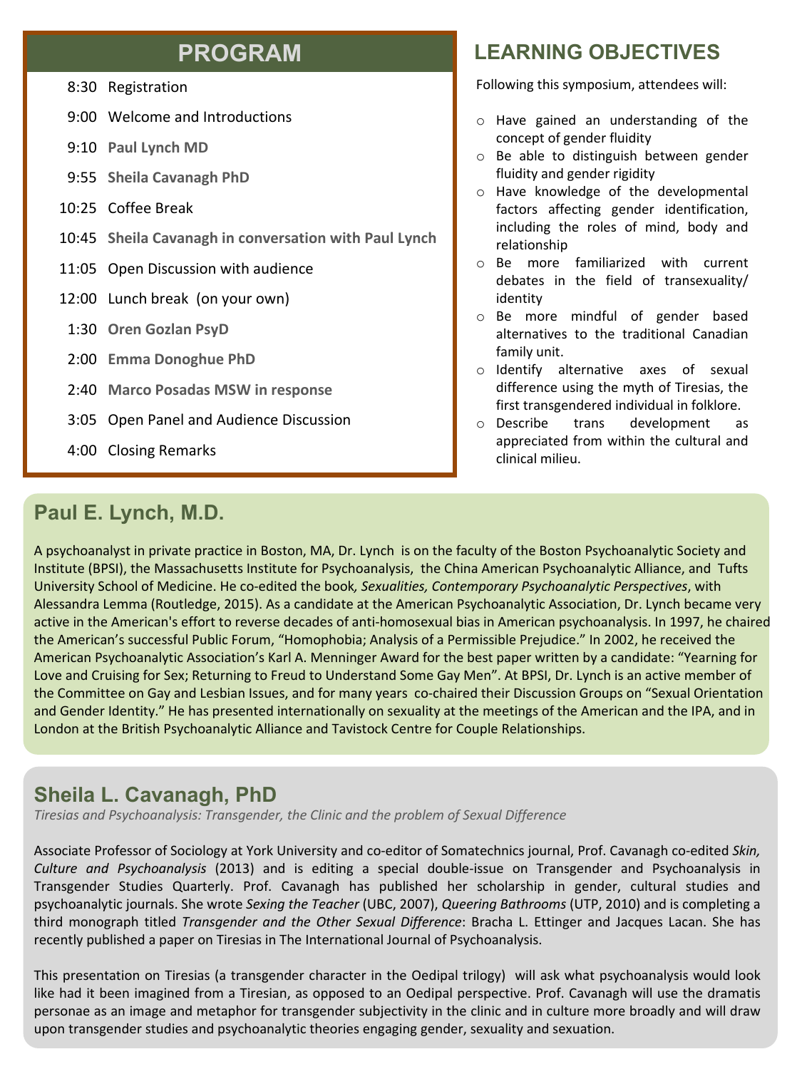## PROGRAM

| | |
|---|---|
| 8:30 | Registration |
| 9:00 | Welcome and Introductions |
| 9:10 | **Paul Lynch MD** |
| 9:55 | **Sheila Cavanagh PhD** |
| 10:25 | Coffee Break |
| 10:45 | **Sheila Cavanagh in conversation with Paul Lynch** |
| 11:05 | Open Discussion with audience |
| 12:00 | Lunch break (on your own) |
| 1:30 | **Oren Gozlan PsyD** |
| 2:00 | **Emma Donoghue PhD** |
| 2:40 | **Marco Posadas MSW in response** |
| 3:05 | Open Panel and Audience Discussion |
| 4:00 | Closing Remarks |

## LEARNING OBJECTIVES

Following this symposium, attendees will:

- Have gained an understanding of the concept of gender fluidity
- Be able to distinguish between gender fluidity and gender rigidity
- Have knowledge of the developmental factors affecting gender identification, including the roles of mind, body and relationship
- Be more familiarized with current debates in the field of transexuality/ identity
- Be more mindful of gender based alternatives to the traditional Canadian family unit.
- Identify alternative axes of sexual difference using the myth of Tiresias, the first transgendered individual in folklore.
- Describe trans development as appreciated from within the cultural and clinical milieu.

## Paul E. Lynch, M.D.

A psychoanalyst in private practice in Boston, MA, Dr. Lynch is on the faculty of the Boston Psychoanalytic Society and Institute (BPSI), the Massachusetts Institute for Psychoanalysis, the China American Psychoanalytic Alliance, and Tufts University School of Medicine. He co-edited the book, *Sexualities, Contemporary Psychoanalytic Perspectives*, with Alessandra Lemma (Routledge, 2015). As a candidate at the American Psychoanalytic Association, Dr. Lynch became very active in the American's effort to reverse decades of anti-homosexual bias in American psychoanalysis. In 1997, he chaired the American's successful Public Forum, "Homophobia; Analysis of a Permissible Prejudice." In 2002, he received the American Psychoanalytic Association's Karl A. Menninger Award for the best paper written by a candidate: "Yearning for Love and Cruising for Sex; Returning to Freud to Understand Some Gay Men". At BPSI, Dr. Lynch is an active member of the Committee on Gay and Lesbian Issues, and for many years co-chaired their Discussion Groups on "Sexual Orientation and Gender Identity." He has presented internationally on sexuality at the meetings of the American and the IPA, and in London at the British Psychoanalytic Alliance and Tavistock Centre for Couple Relationships.

## Sheila L. Cavanagh, PhD

*Tiresias and Psychoanalysis: Transgender, the Clinic and the problem of Sexual Difference*

Associate Professor of Sociology at York University and co-editor of Somatechnics journal, Prof. Cavanagh co-edited *Skin, Culture and Psychoanalysis* (2013) and is editing a special double-issue on Transgender and Psychoanalysis in Transgender Studies Quarterly. Prof. Cavanagh has published her scholarship in gender, cultural studies and psychoanalytic journals. She wrote *Sexing the Teacher* (UBC, 2007), *Queering Bathrooms* (UTP, 2010) and is completing a third monograph titled *Transgender and the Other Sexual Difference*: Bracha L. Ettinger and Jacques Lacan. She has recently published a paper on Tiresias in The International Journal of Psychoanalysis.

This presentation on Tiresias (a transgender character in the Oedipal trilogy) will ask what psychoanalysis would look like had it been imagined from a Tiresian, as opposed to an Oedipal perspective. Prof. Cavanagh will use the dramatis personae as an image and metaphor for transgender subjectivity in the clinic and in culture more broadly and will draw upon transgender studies and psychoanalytic theories engaging gender, sexuality and sexuation.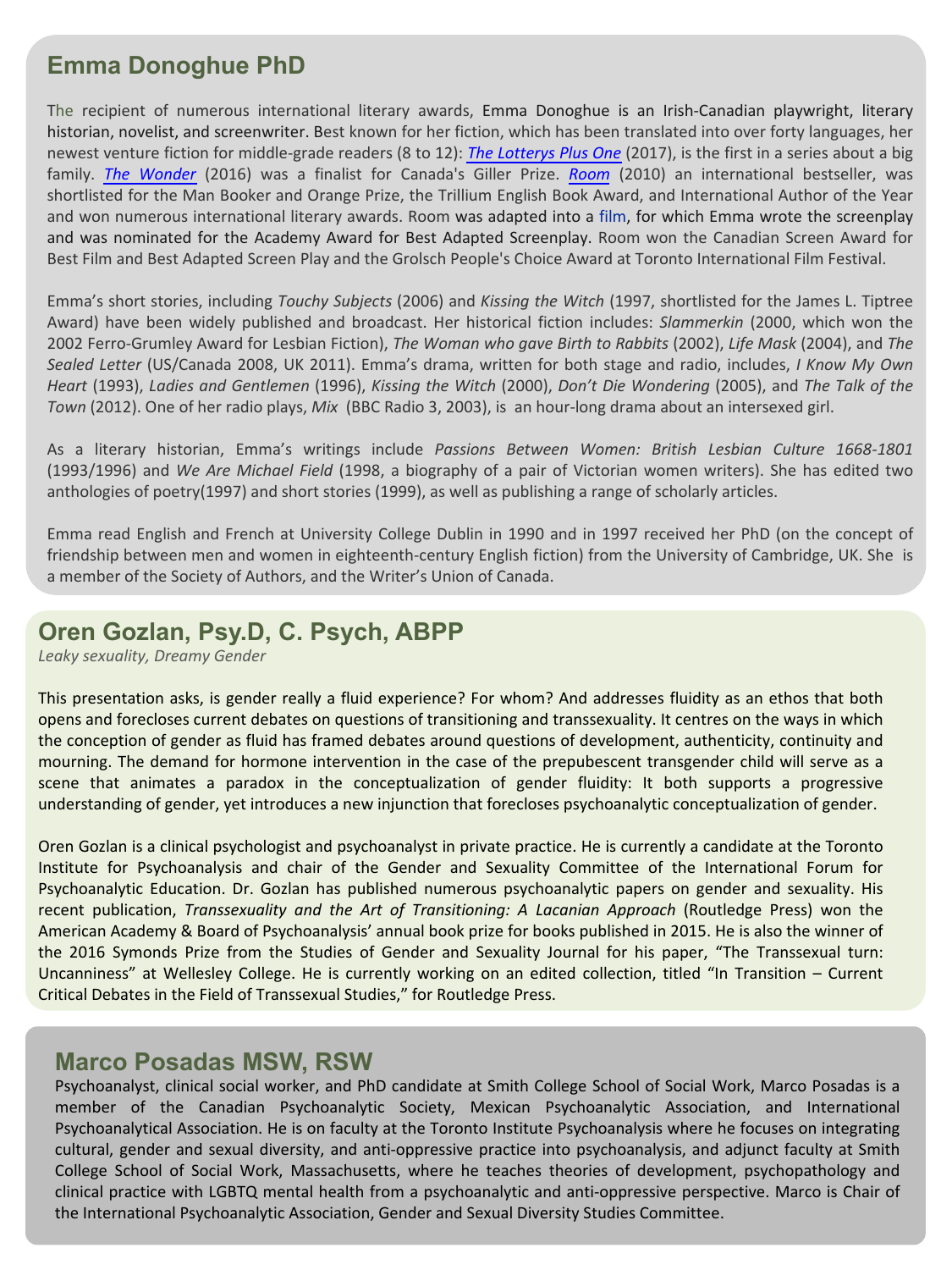## Emma Donoghue PhD

The recipient of numerous international literary awards, Emma Donoghue is an Irish-Canadian playwright, literary historian, novelist, and screenwriter. Best known for her fiction, which has been translated into over forty languages, her newest venture fiction for middle-grade readers (8 to 12): *The Lotterys Plus One* (2017), is the first in a series about a big family. *The Wonder* (2016) was a finalist for Canada's Giller Prize. *Room* (2010) an international bestseller, was shortlisted for the Man Booker and Orange Prize, the Trillium English Book Award, and International Author of the Year and won numerous international literary awards. Room was adapted into a film, for which Emma wrote the screenplay and was nominated for the Academy Award for Best Adapted Screenplay. Room won the Canadian Screen Award for Best Film and Best Adapted Screen Play and the Grolsch People's Choice Award at Toronto International Film Festival.

Emma's short stories, including *Touchy Subjects* (2006) and *Kissing the Witch* (1997, shortlisted for the James L. Tiptree Award) have been widely published and broadcast. Her historical fiction includes: *Slammerkin* (2000, which won the 2002 Ferro-Grumley Award for Lesbian Fiction), *The Woman who gave Birth to Rabbits* (2002), *Life Mask* (2004), and *The Sealed Letter* (US/Canada 2008, UK 2011). Emma's drama, written for both stage and radio, includes, *I Know My Own Heart* (1993), *Ladies and Gentlemen* (1996), *Kissing the Witch* (2000), *Don't Die Wondering* (2005), and *The Talk of the Town* (2012). One of her radio plays, *Mix* (BBC Radio 3, 2003), is an hour-long drama about an intersexed girl.

As a literary historian, Emma's writings include *Passions Between Women: British Lesbian Culture 1668-1801* (1993/1996) and *We Are Michael Field* (1998, a biography of a pair of Victorian women writers). She has edited two anthologies of poetry(1997) and short stories (1999), as well as publishing a range of scholarly articles.

Emma read English and French at University College Dublin in 1990 and in 1997 received her PhD (on the concept of friendship between men and women in eighteenth-century English fiction) from the University of Cambridge, UK. She is a member of the Society of Authors, and the Writer's Union of Canada.

## Oren Gozlan, Psy.D, C. Psych, ABPP

*Leaky sexuality, Dreamy Gender*

This presentation asks, is gender really a fluid experience? For whom? And addresses fluidity as an ethos that both opens and forecloses current debates on questions of transitioning and transsexuality. It centres on the ways in which the conception of gender as fluid has framed debates around questions of development, authenticity, continuity and mourning. The demand for hormone intervention in the case of the prepubescent transgender child will serve as a scene that animates a paradox in the conceptualization of gender fluidity: It both supports a progressive understanding of gender, yet introduces a new injunction that forecloses psychoanalytic conceptualization of gender.

Oren Gozlan is a clinical psychologist and psychoanalyst in private practice. He is currently a candidate at the Toronto Institute for Psychoanalysis and chair of the Gender and Sexuality Committee of the International Forum for Psychoanalytic Education. Dr. Gozlan has published numerous psychoanalytic papers on gender and sexuality. His recent publication, *Transsexuality and the Art of Transitioning: A Lacanian Approach* (Routledge Press) won the American Academy & Board of Psychoanalysis' annual book prize for books published in 2015. He is also the winner of the 2016 Symonds Prize from the Studies of Gender and Sexuality Journal for his paper, "The Transsexual turn: Uncanniness" at Wellesley College. He is currently working on an edited collection, titled "In Transition – Current Critical Debates in the Field of Transsexual Studies," for Routledge Press.

## Marco Posadas MSW, RSW

Psychoanalyst, clinical social worker, and PhD candidate at Smith College School of Social Work, Marco Posadas is a member of the Canadian Psychoanalytic Society, Mexican Psychoanalytic Association, and International Psychoanalytical Association. He is on faculty at the Toronto Institute Psychoanalysis where he focuses on integrating cultural, gender and sexual diversity, and anti-oppressive practice into psychoanalysis, and adjunct faculty at Smith College School of Social Work, Massachusetts, where he teaches theories of development, psychopathology and clinical practice with LGBTQ mental health from a psychoanalytic and anti-oppressive perspective. Marco is Chair of the International Psychoanalytic Association, Gender and Sexual Diversity Studies Committee.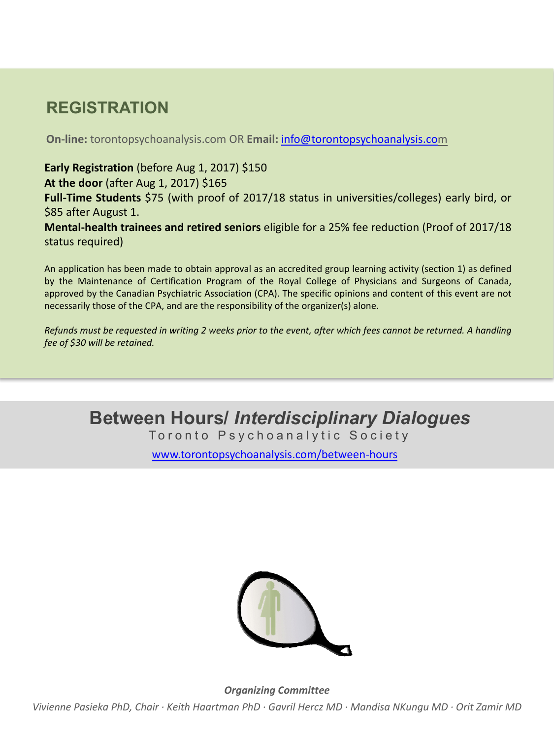## REGISTRATION

**On-line:** torontopsychoanalysis.com OR **Email:** info@torontopsychoanalysis.com

**Early Registration** (before Aug 1, 2017) $150
**At the door** (after Aug 1, 2017) $165
**Full-Time Students** $75 (with proof of 2017/18 status in universities/colleges) early bird, or $85 after August 1.
**Mental-health trainees and retired seniors** eligible for a 25% fee reduction (Proof of 2017/18 status required)

An application has been made to obtain approval as an accredited group learning activity (section 1) as defined by the Maintenance of Certification Program of the Royal College of Physicians and Surgeons of Canada, approved by the Canadian Psychiatric Association (CPA). The specific opinions and content of this event are not necessarily those of the CPA, and are the responsibility of the organizer(s) alone.

*Refunds must be requested in writing 2 weeks prior to the event, after which fees cannot be returned. A handling fee of $30 will be retained.*

## Between Hours/ *Interdisciplinary Dialogues*

Toronto Psychoanalytic Society

www.torontopsychoanalysis.com/between-hours

***Organizing Committee***

*Vivienne Pasieka PhD, Chair · Keith Haartman PhD · Gavril Hercz MD · Mandisa NKungu MD · Orit Zamir MD*